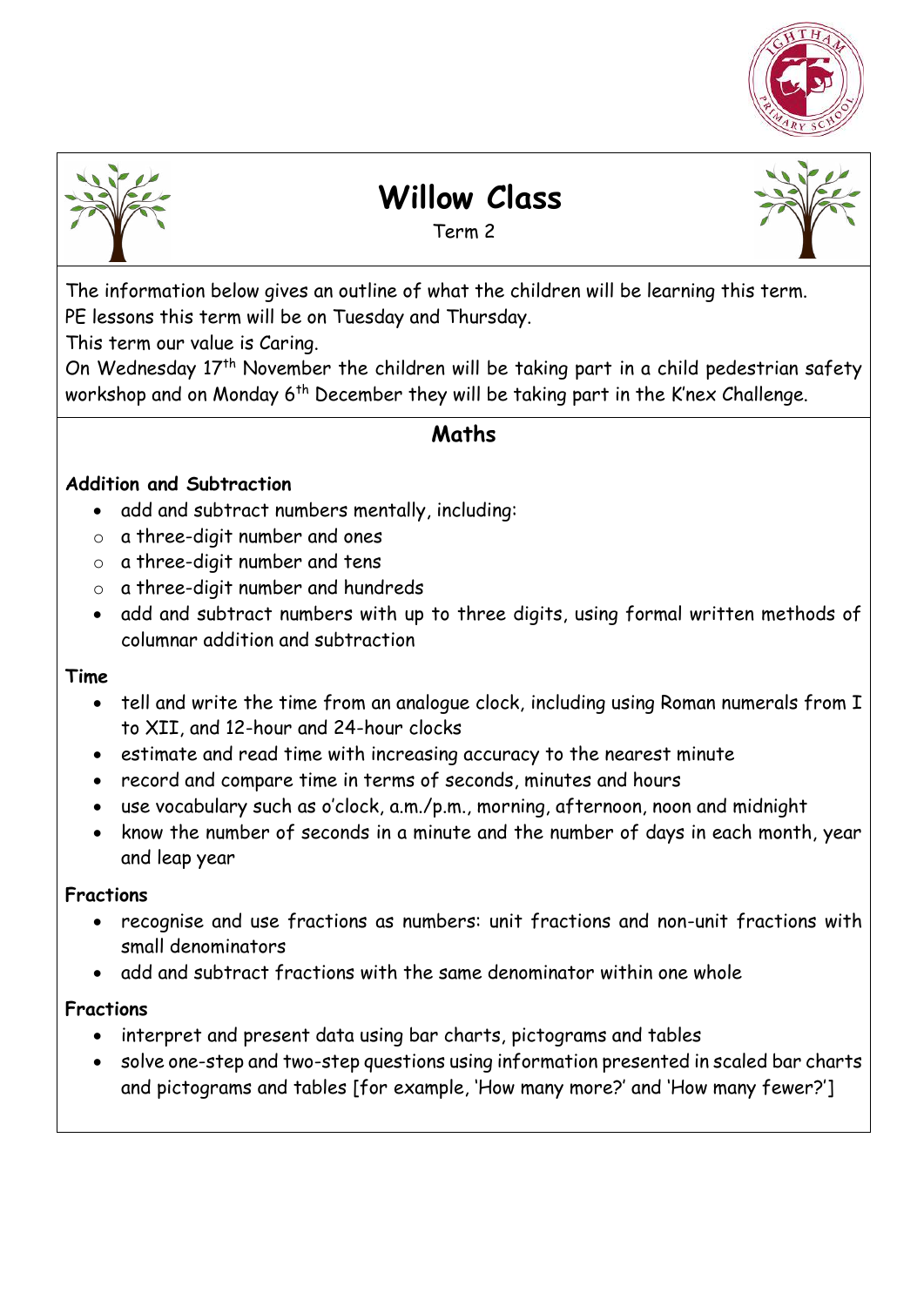# Willow Class

Term 2

The information below gives an outline of what the children will be learning this term.
PE lessons this term will be on Tuesday and Thursday.
This term our value is Caring.
On Wednesday 17th November the children will be taking part in a child pedestrian safety workshop and on Monday 6th December they will be taking part in the K'nex Challenge.

## Maths

**Addition and Subtraction**

- add and subtract numbers mentally, including:
  - a three-digit number and ones
  - a three-digit number and tens
  - a three-digit number and hundreds
- add and subtract numbers with up to three digits, using formal written methods of columnar addition and subtraction

**Time**

- tell and write the time from an analogue clock, including using Roman numerals from I to XII, and 12-hour and 24-hour clocks
- estimate and read time with increasing accuracy to the nearest minute
- record and compare time in terms of seconds, minutes and hours
- use vocabulary such as o'clock, a.m./p.m., morning, afternoon, noon and midnight
- know the number of seconds in a minute and the number of days in each month, year and leap year

**Fractions**

- recognise and use fractions as numbers: unit fractions and non-unit fractions with small denominators
- add and subtract fractions with the same denominator within one whole

**Fractions**

- interpret and present data using bar charts, pictograms and tables
- solve one-step and two-step questions using information presented in scaled bar charts and pictograms and tables [for example, 'How many more?' and 'How many fewer?']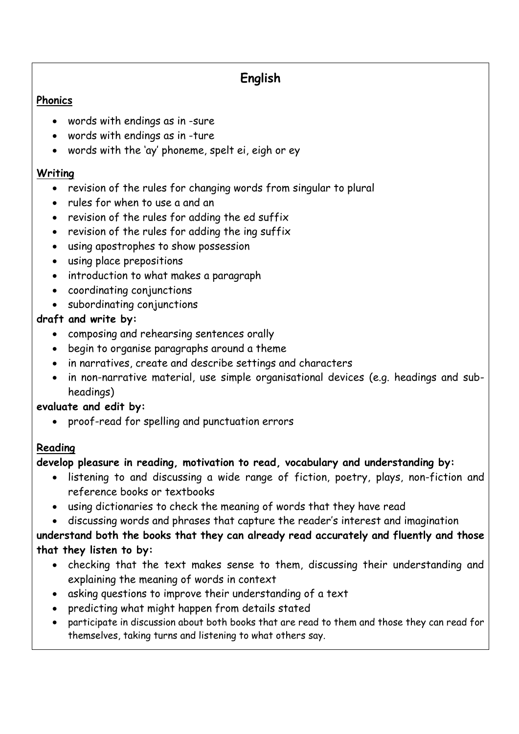# English

## Phonics

- words with endings as in -sure
- words with endings as in -ture
- words with the 'ay' phoneme, spelt ei, eigh or ey

## Writing

- revision of the rules for changing words from singular to plural
- rules for when to use a and an
- revision of the rules for adding the ed suffix
- revision of the rules for adding the ing suffix
- using apostrophes to show possession
- using place prepositions
- introduction to what makes a paragraph
- coordinating conjunctions
- subordinating conjunctions

**draft and write by:**

- composing and rehearsing sentences orally
- begin to organise paragraphs around a theme
- in narratives, create and describe settings and characters
- in non-narrative material, use simple organisational devices (e.g. headings and sub-headings)

**evaluate and edit by:**

- proof-read for spelling and punctuation errors

## Reading

**develop pleasure in reading, motivation to read, vocabulary and understanding by:**

- listening to and discussing a wide range of fiction, poetry, plays, non-fiction and reference books or textbooks
- using dictionaries to check the meaning of words that they have read
- discussing words and phrases that capture the reader's interest and imagination

**understand both the books that they can already read accurately and fluently and those that they listen to by:**

- checking that the text makes sense to them, discussing their understanding and explaining the meaning of words in context
- asking questions to improve their understanding of a text
- predicting what might happen from details stated
- participate in discussion about both books that are read to them and those they can read for themselves, taking turns and listening to what others say.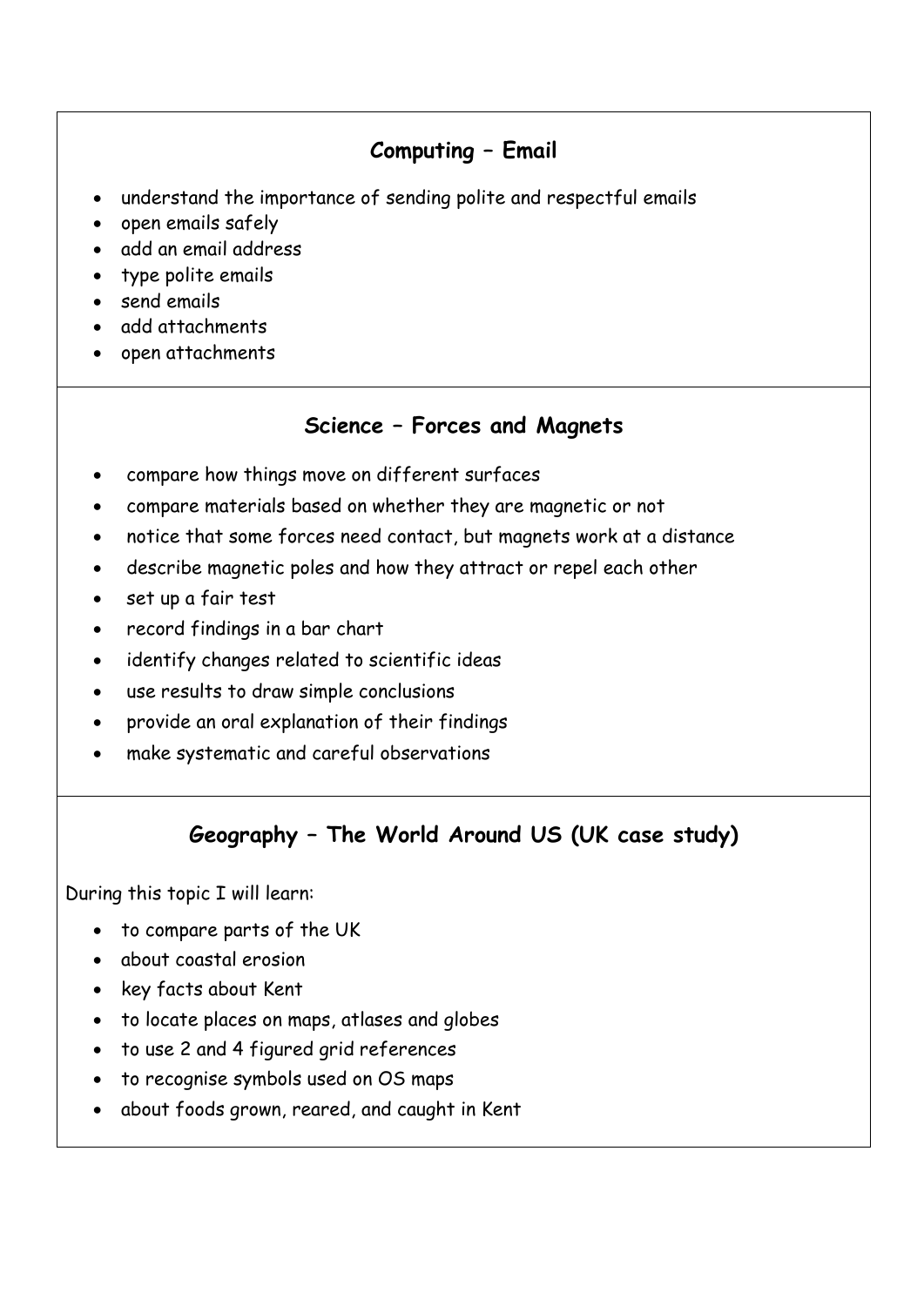## Computing – Email

- understand the importance of sending polite and respectful emails
- open emails safely
- add an email address
- type polite emails
- send emails
- add attachments
- open attachments

## Science – Forces and Magnets

- compare how things move on different surfaces
- compare materials based on whether they are magnetic or not
- notice that some forces need contact, but magnets work at a distance
- describe magnetic poles and how they attract or repel each other
- set up a fair test
- record findings in a bar chart
- identify changes related to scientific ideas
- use results to draw simple conclusions
- provide an oral explanation of their findings
- make systematic and careful observations

## Geography – The World Around US (UK case study)

During this topic I will learn:

- to compare parts of the UK
- about coastal erosion
- key facts about Kent
- to locate places on maps, atlases and globes
- to use 2 and 4 figured grid references
- to recognise symbols used on OS maps
- about foods grown, reared, and caught in Kent